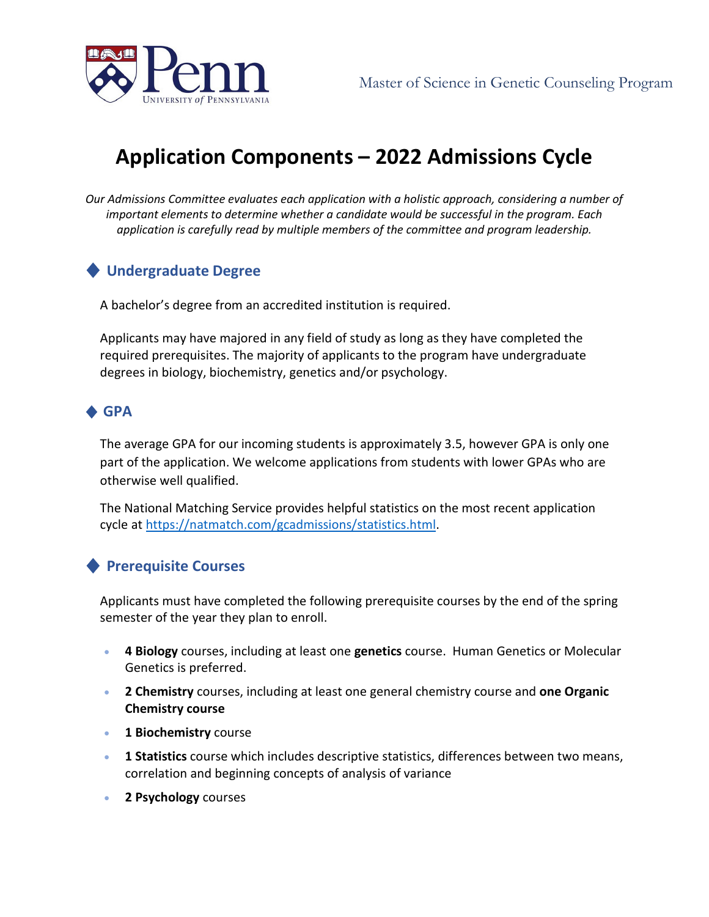# Application Components – 2022 Admissions Cycle

*Our Admissions Committee evaluates each application with a holistic approach, considering a number of important elements to determine whether a candidate would be successful in the program. Each application is carefully read by multiple members of the committee and program leadership.*

## Undergraduate Degree

A bachelor's degree from an accredited institution is required.

Applicants may have majored in any field of study as long as they have completed the required prerequisites. The majority of applicants to the program have undergraduate degrees in biology, biochemistry, genetics and/or psychology.

## GPA

The average GPA for our incoming students is approximately 3.5, however GPA is only one part of the application. We welcome applications from students with lower GPAs who are otherwise well qualified.

The National Matching Service provides helpful statistics on the most recent application cycle at [https://natmatch.com/gcadmissions/statistics.html](https://natmatch.com/gcadmissions/statistics.html).

## Prerequisite Courses

Applicants must have completed the following prerequisite courses by the end of the spring semester of the year they plan to enroll.

- **4 Biology** courses, including at least one **genetics** course. Human Genetics or Molecular Genetics is preferred.
- **2 Chemistry** courses, including at least one general chemistry course and **one Organic Chemistry course**
- **1 Biochemistry** course
- **1 Statistics** course which includes descriptive statistics, differences between two means, correlation and beginning concepts of analysis of variance
- **2 Psychology** courses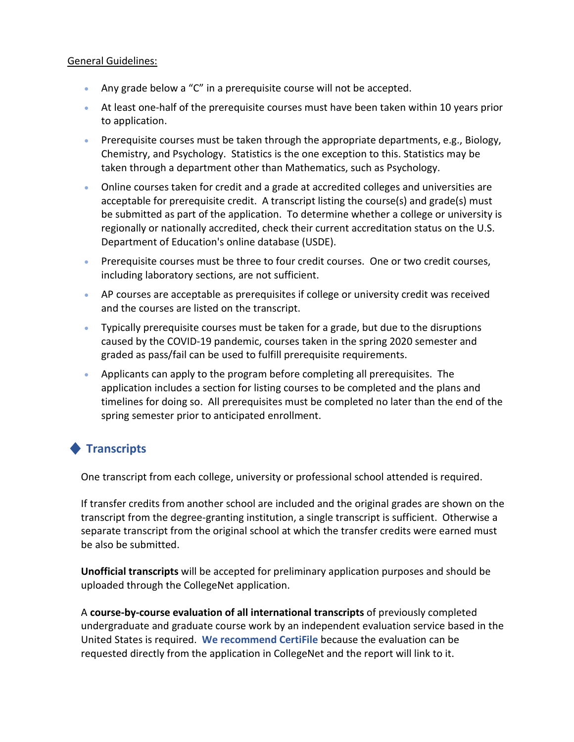General Guidelines:

- Any grade below a "C" in a prerequisite course will not be accepted.
- At least one-half of the prerequisite courses must have been taken within 10 years prior to application.
- Prerequisite courses must be taken through the appropriate departments, e.g., Biology, Chemistry, and Psychology. Statistics is the one exception to this. Statistics may be taken through a department other than Mathematics, such as Psychology.
- Online courses taken for credit and a grade at accredited colleges and universities are acceptable for prerequisite credit. A transcript listing the course(s) and grade(s) must be submitted as part of the application. To determine whether a college or university is regionally or nationally accredited, check their current accreditation status on the U.S. Department of Education's online database (USDE).
- Prerequisite courses must be three to four credit courses. One or two credit courses, including laboratory sections, are not sufficient.
- AP courses are acceptable as prerequisites if college or university credit was received and the courses are listed on the transcript.
- Typically prerequisite courses must be taken for a grade, but due to the disruptions caused by the COVID-19 pandemic, courses taken in the spring 2020 semester and graded as pass/fail can be used to fulfill prerequisite requirements.
- Applicants can apply to the program before completing all prerequisites. The application includes a section for listing courses to be completed and the plans and timelines for doing so. All prerequisites must be completed no later than the end of the spring semester prior to anticipated enrollment.

## ◆ Transcripts

One transcript from each college, university or professional school attended is required.

If transfer credits from another school are included and the original grades are shown on the transcript from the degree-granting institution, a single transcript is sufficient. Otherwise a separate transcript from the original school at which the transfer credits were earned must be also be submitted.

**Unofficial transcripts** will be accepted for preliminary application purposes and should be uploaded through the CollegeNet application.

A **course-by-course evaluation of all international transcripts** of previously completed undergraduate and graduate course work by an independent evaluation service based in the United States is required. **We recommend CertiFile** because the evaluation can be requested directly from the application in CollegeNet and the report will link to it.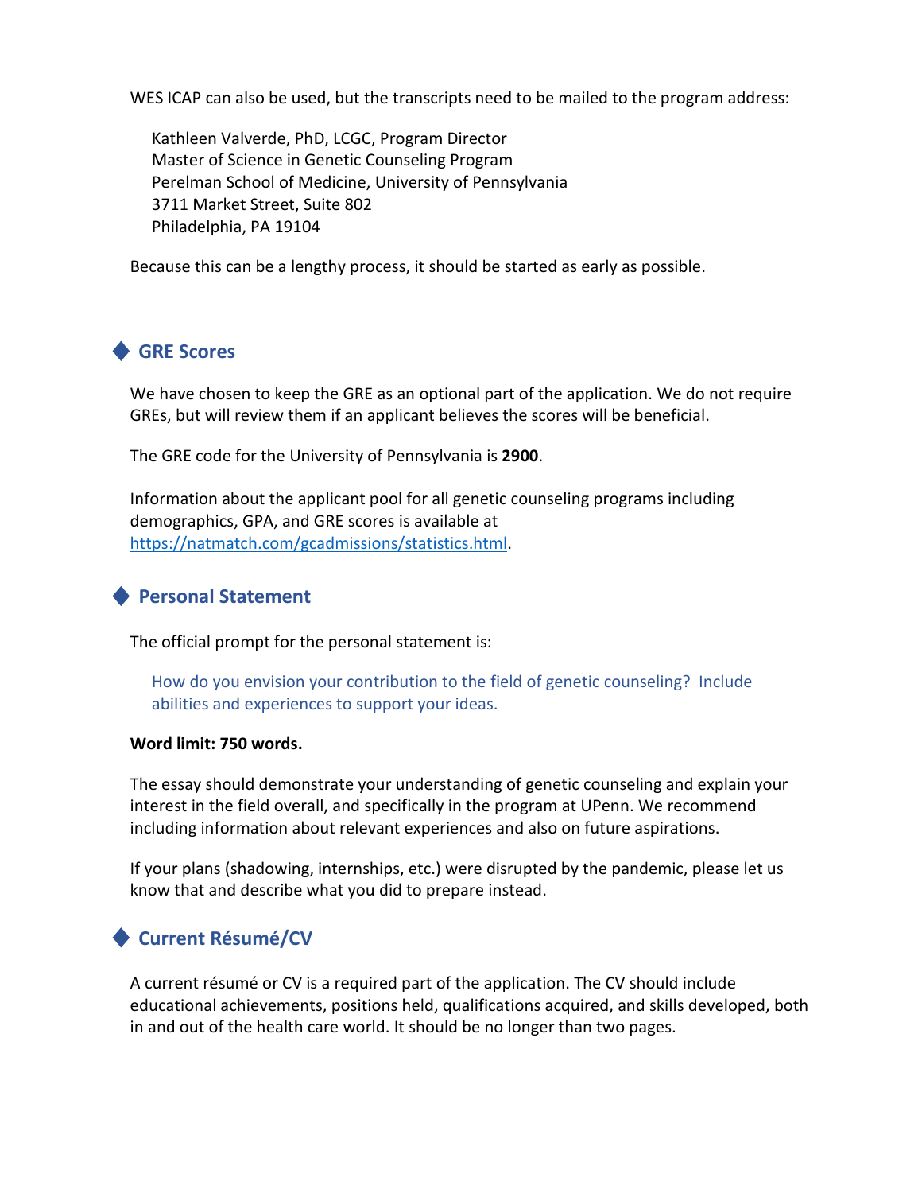WES ICAP can also be used, but the transcripts need to be mailed to the program address:

> Kathleen Valverde, PhD, LCGC, Program Director
> Master of Science in Genetic Counseling Program
> Perelman School of Medicine, University of Pennsylvania
> 3711 Market Street, Suite 802
> Philadelphia, PA 19104

Because this can be a lengthy process, it should be started as early as possible.

## ◆ GRE Scores

We have chosen to keep the GRE as an optional part of the application. We do not require GREs, but will review them if an applicant believes the scores will be beneficial.

The GRE code for the University of Pennsylvania is **2900**.

Information about the applicant pool for all genetic counseling programs including demographics, GPA, and GRE scores is available at https://natmatch.com/gcadmissions/statistics.html.

## ◆ Personal Statement

The official prompt for the personal statement is:

> How do you envision your contribution to the field of genetic counseling? Include abilities and experiences to support your ideas.

**Word limit: 750 words.**

The essay should demonstrate your understanding of genetic counseling and explain your interest in the field overall, and specifically in the program at UPenn. We recommend including information about relevant experiences and also on future aspirations.

If your plans (shadowing, internships, etc.) were disrupted by the pandemic, please let us know that and describe what you did to prepare instead.

## ◆ Current Résumé/CV

A current résumé or CV is a required part of the application. The CV should include educational achievements, positions held, qualifications acquired, and skills developed, both in and out of the health care world. It should be no longer than two pages.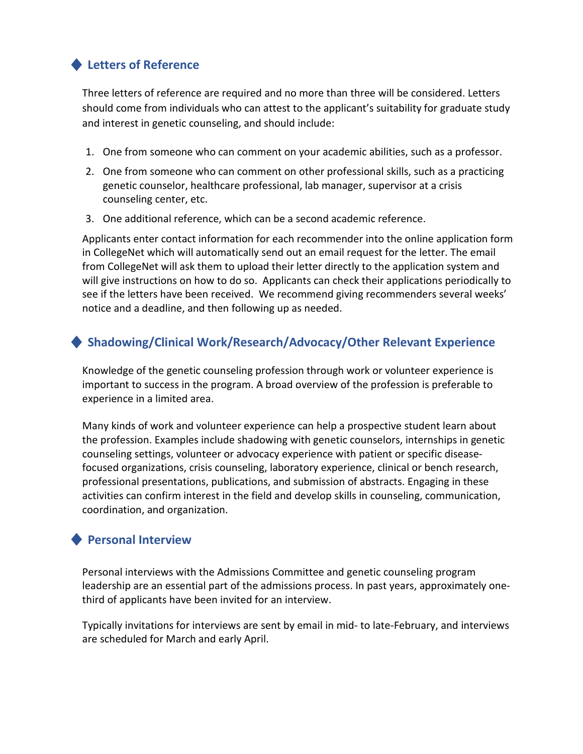## Letters of Reference

Three letters of reference are required and no more than three will be considered. Letters should come from individuals who can attest to the applicant's suitability for graduate study and interest in genetic counseling, and should include:

1. One from someone who can comment on your academic abilities, such as a professor.
2. One from someone who can comment on other professional skills, such as a practicing genetic counselor, healthcare professional, lab manager, supervisor at a crisis counseling center, etc.
3. One additional reference, which can be a second academic reference.

Applicants enter contact information for each recommender into the online application form in CollegeNet which will automatically send out an email request for the letter. The email from CollegeNet will ask them to upload their letter directly to the application system and will give instructions on how to do so. Applicants can check their applications periodically to see if the letters have been received. We recommend giving recommenders several weeks' notice and a deadline, and then following up as needed.

## Shadowing/Clinical Work/Research/Advocacy/Other Relevant Experience

Knowledge of the genetic counseling profession through work or volunteer experience is important to success in the program. A broad overview of the profession is preferable to experience in a limited area.

Many kinds of work and volunteer experience can help a prospective student learn about the profession. Examples include shadowing with genetic counselors, internships in genetic counseling settings, volunteer or advocacy experience with patient or specific disease-focused organizations, crisis counseling, laboratory experience, clinical or bench research, professional presentations, publications, and submission of abstracts. Engaging in these activities can confirm interest in the field and develop skills in counseling, communication, coordination, and organization.

## Personal Interview

Personal interviews with the Admissions Committee and genetic counseling program leadership are an essential part of the admissions process. In past years, approximately one-third of applicants have been invited for an interview.

Typically invitations for interviews are sent by email in mid- to late-February, and interviews are scheduled for March and early April.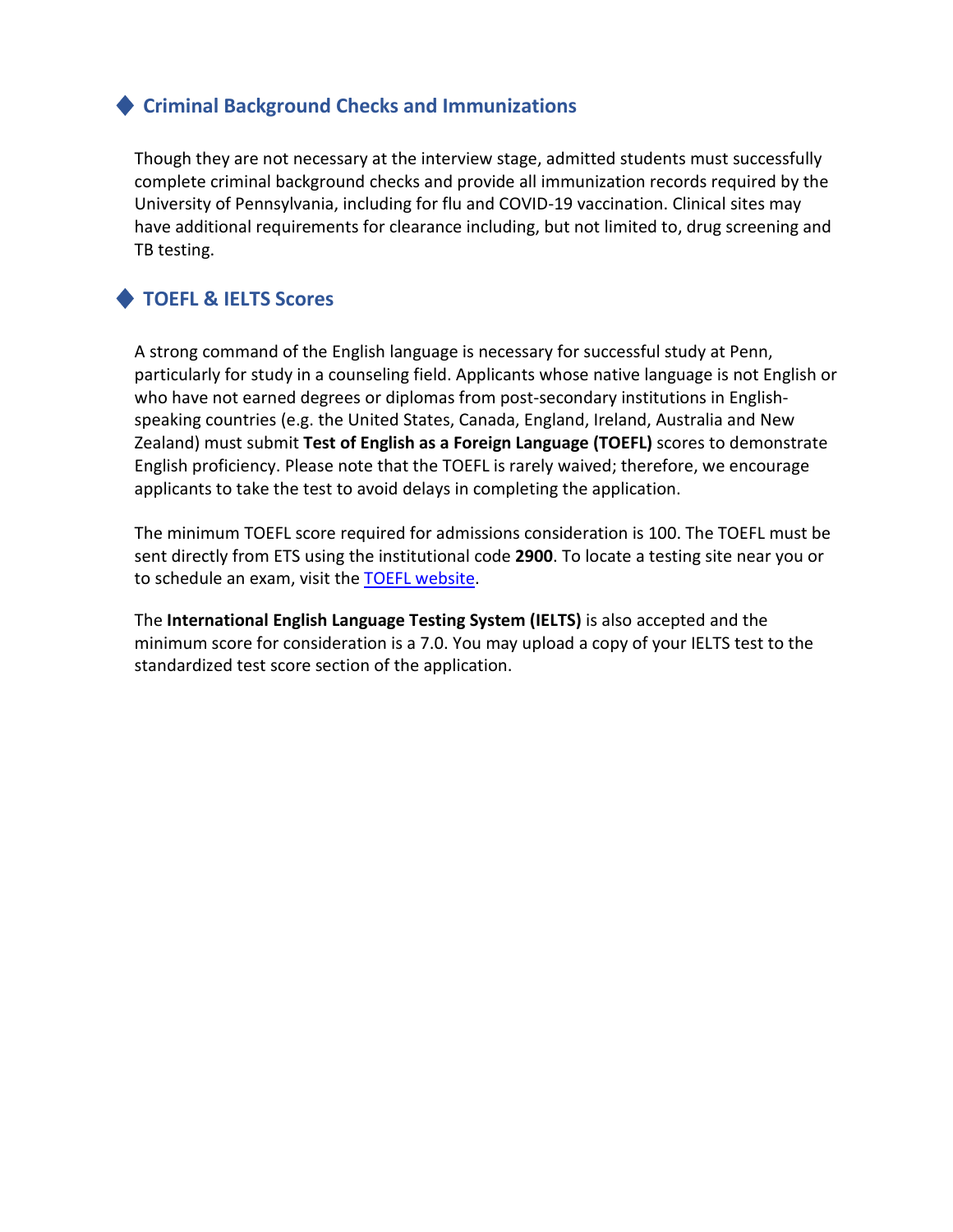## ◆ Criminal Background Checks and Immunizations

Though they are not necessary at the interview stage, admitted students must successfully complete criminal background checks and provide all immunization records required by the University of Pennsylvania, including for flu and COVID-19 vaccination. Clinical sites may have additional requirements for clearance including, but not limited to, drug screening and TB testing.

## ◆ TOEFL & IELTS Scores

A strong command of the English language is necessary for successful study at Penn, particularly for study in a counseling field. Applicants whose native language is not English or who have not earned degrees or diplomas from post-secondary institutions in English-speaking countries (e.g. the United States, Canada, England, Ireland, Australia and New Zealand) must submit **Test of English as a Foreign Language (TOEFL)** scores to demonstrate English proficiency. Please note that the TOEFL is rarely waived; therefore, we encourage applicants to take the test to avoid delays in completing the application.

The minimum TOEFL score required for admissions consideration is 100. The TOEFL must be sent directly from ETS using the institutional code **2900**. To locate a testing site near you or to schedule an exam, visit the TOEFL website.

The **International English Language Testing System (IELTS)** is also accepted and the minimum score for consideration is a 7.0. You may upload a copy of your IELTS test to the standardized test score section of the application.